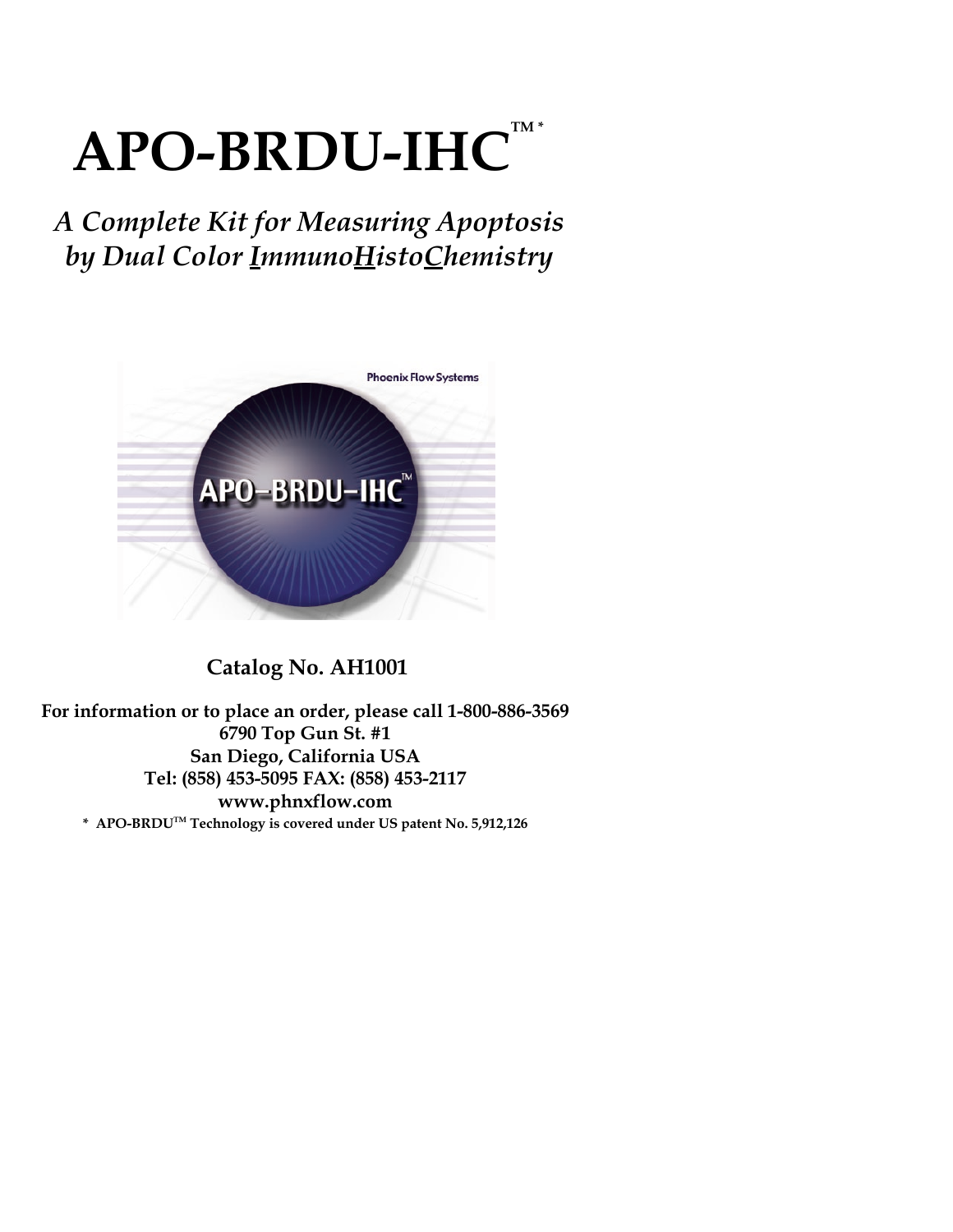# APO-BRDU-IHC™ *

*A Complete Kit for Measuring Apoptosis by Dual Color ImmunoHistoChemistry*

**Catalog No. AH1001**

**For information or to place an order, please call 1-800-886-3569**
**6790 Top Gun St. #1**
**San Diego, California USA**
**Tel: (858) 453-5095 FAX: (858) 453-2117**
**www.phnxflow.com**

**\* APO-BRDU™ Technology is covered under US patent No. 5,912,126**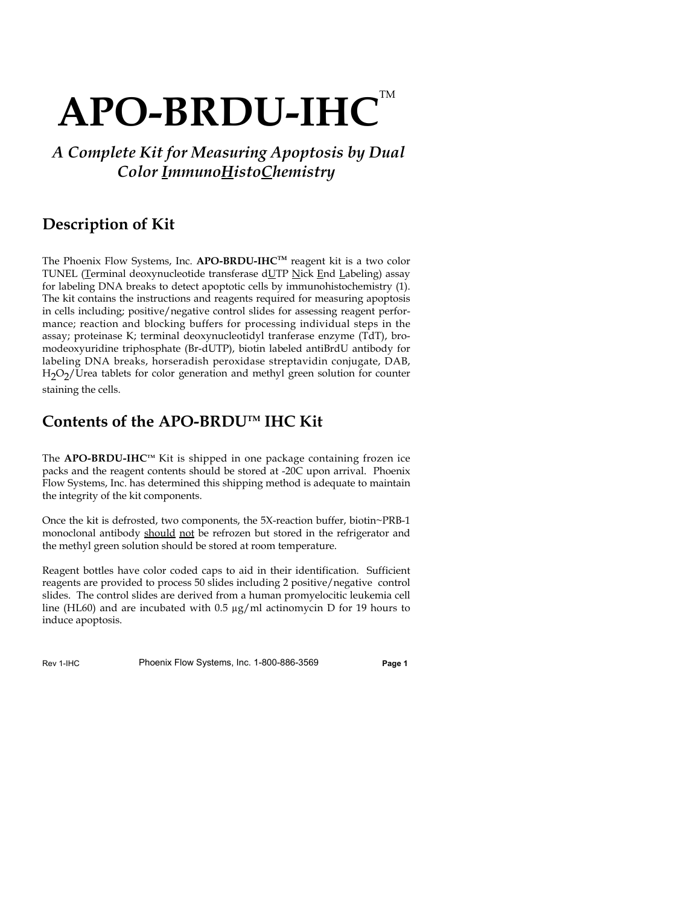# APO-BRDU-IHC™

## *A Complete Kit for Measuring Apoptosis by Dual Color ImmunoHistoChemistry*

## Description of Kit

The Phoenix Flow Systems, Inc. **APO-BRDU-IHC™** reagent kit is a two color TUNEL (Terminal deoxynucleotide transferase dUTP Nick End Labeling) assay for labeling DNA breaks to detect apoptotic cells by immunohistochemistry (1). The kit contains the instructions and reagents required for measuring apoptosis in cells including; positive/negative control slides for assessing reagent performance; reaction and blocking buffers for processing individual steps in the assay; proteinase K; terminal deoxynucleotidyl tranferase enzyme (TdT), bromodeoxyuridine triphosphate (Br-dUTP), biotin labeled antiBrdU antibody for labeling DNA breaks, horseradish peroxidase streptavidin conjugate, DAB, $H_2O_2$/Urea tablets for color generation and methyl green solution for counter staining the cells.

## Contents of the APO-BRDU™ IHC Kit

The **APO-BRDU-IHC**™ Kit is shipped in one package containing frozen ice packs and the reagent contents should be stored at -20C upon arrival. Phoenix Flow Systems, Inc. has determined this shipping method is adequate to maintain the integrity of the kit components.

Once the kit is defrosted, two components, the 5X-reaction buffer, biotin~PRB-1 monoclonal antibody should not be refrozen but stored in the refrigerator and the methyl green solution should be stored at room temperature.

Reagent bottles have color coded caps to aid in their identification. Sufficient reagents are provided to process 50 slides including 2 positive/negative control slides. The control slides are derived from a human promyelocitic leukemia cell line (HL60) and are incubated with 0.5 µg/ml actinomycin D for 19 hours to induce apoptosis.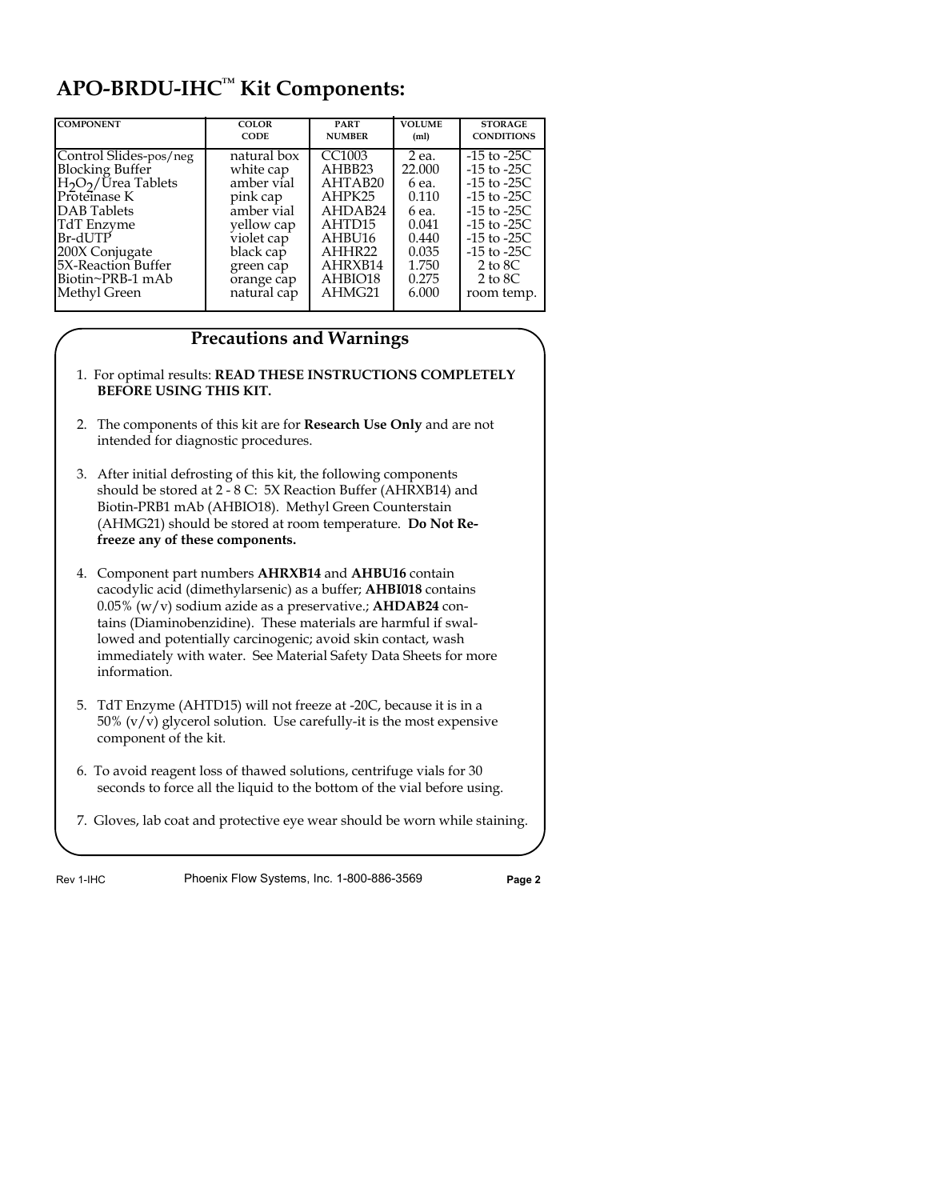# APO-BRDU-IHC™ Kit Components:

| COMPONENT | COLOR CODE | PART NUMBER | VOLUME (ml) | STORAGE CONDITIONS |
|---|---|---|---|---|
| Control Slides-pos/neg | natural box | CC1003 | 2 ea. | -15 to -25C |
| Blocking Buffer | white cap | AHBB23 | 22.000 | -15 to -25C |
| $H_2O_2$/Urea Tablets | amber vial | AHTAB20 | 6 ea. | -15 to -25C |
| Proteinase K | pink cap | AHPK25 | 0.110 | -15 to -25C |
| DAB Tablets | amber vial | AHDAB24 | 6 ea. | -15 to -25C |
| TdT Enzyme | yellow cap | AHTD15 | 0.041 | -15 to -25C |
| Br-dUTP | violet cap | AHBU16 | 0.440 | -15 to -25C |
| 200X Conjugate | black cap | AHHR22 | 0.035 | -15 to -25C |
| 5X-Reaction Buffer | green cap | AHRXB14 | 1.750 | 2 to 8C |
| Biotin~PRB-1 mAb | orange cap | AHBIO18 | 0.275 | 2 to 8C |
| Methyl Green | natural cap | AHMG21 | 6.000 | room temp. |

## Precautions and Warnings

1. For optimal results: **READ THESE INSTRUCTIONS COMPLETELY BEFORE USING THIS KIT.**

2. The components of this kit are for **Research Use Only** and are not intended for diagnostic procedures.

3. After initial defrosting of this kit, the following components should be stored at 2 - 8 C: 5X Reaction Buffer (AHRXB14) and Biotin-PRB1 mAb (AHBIO18). Methyl Green Counterstain (AHMG21) should be stored at room temperature. **Do Not Re-freeze any of these components.**

4. Component part numbers **AHRXB14** and **AHBU16** contain cacodylic acid (dimethylarsenic) as a buffer; **AHBI018** contains 0.05% (w/v) sodium azide as a preservative.; **AHDAB24** contains (Diaminobenzidine). These materials are harmful if swallowed and potentially carcinogenic; avoid skin contact, wash immediately with water. See Material Safety Data Sheets for more information.

5. TdT Enzyme (AHTD15) will not freeze at -20C, because it is in a 50% (v/v) glycerol solution. Use carefully-it is the most expensive component of the kit.

6. To avoid reagent loss of thawed solutions, centrifuge vials for 30 seconds to force all the liquid to the bottom of the vial before using.

7. Gloves, lab coat and protective eye wear should be worn while staining.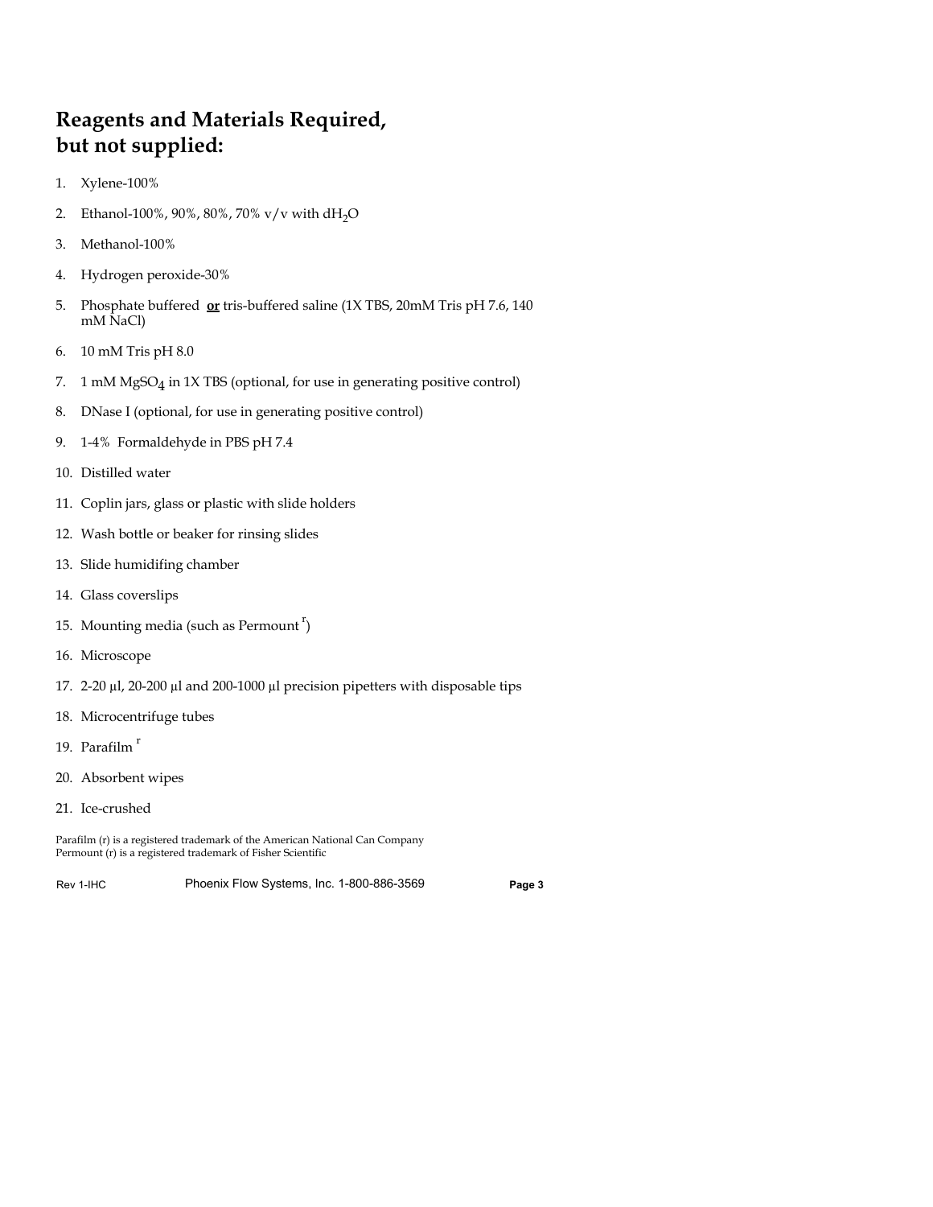# Reagents and Materials Required, but not supplied:

1. Xylene-100%
2. Ethanol-100%, 90%, 80%, 70% v/v with $dH_2O$
3. Methanol-100%
4. Hydrogen peroxide-30%
5. Phosphate buffered **or** tris-buffered saline (1X TBS, 20mM Tris pH 7.6, 140 mM NaCl)
6. 10 mM Tris pH 8.0
7. 1 mM $MgSO_4$ in 1X TBS (optional, for use in generating positive control)
8. DNase I (optional, for use in generating positive control)
9. 1-4% Formaldehyde in PBS pH 7.4
10. Distilled water
11. Coplin jars, glass or plastic with slide holders
12. Wash bottle or beaker for rinsing slides
13. Slide humidifing chamber
14. Glass coverslips
15. Mounting media (such as Permount [r])
16. Microscope
17. 2-20 µl, 20-200 µl and 200-1000 µl precision pipetters with disposable tips
18. Microcentrifuge tubes
19. Parafilm [r]
20. Absorbent wipes
21. Ice-crushed

Parafilm (r) is a registered trademark of the American National Can Company
Permount (r) is a registered trademark of Fisher Scientific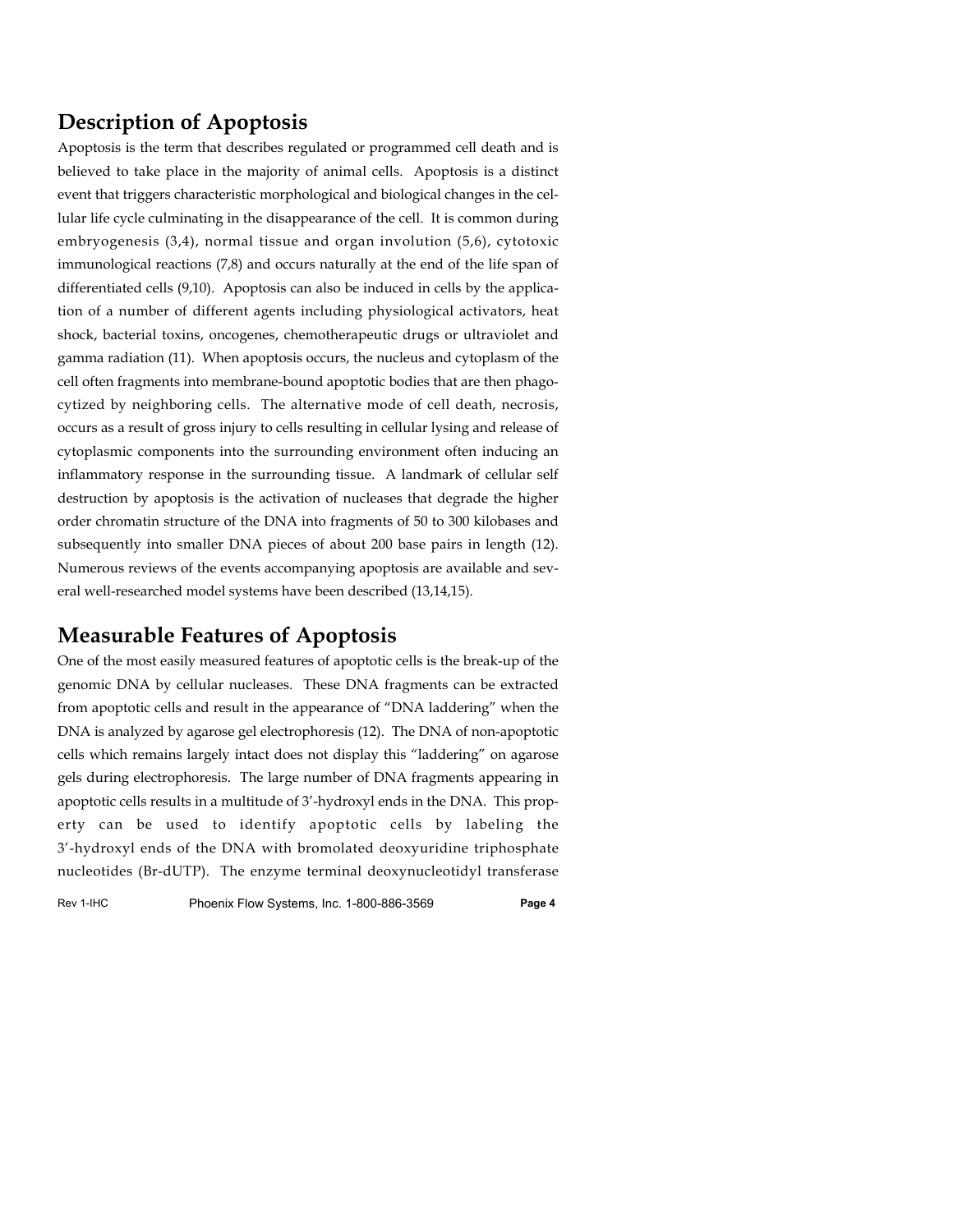## Description of Apoptosis

Apoptosis is the term that describes regulated or programmed cell death and is believed to take place in the majority of animal cells. Apoptosis is a distinct event that triggers characteristic morphological and biological changes in the cellular life cycle culminating in the disappearance of the cell. It is common during embryogenesis (3,4), normal tissue and organ involution (5,6), cytotoxic immunological reactions (7,8) and occurs naturally at the end of the life span of differentiated cells (9,10). Apoptosis can also be induced in cells by the application of a number of different agents including physiological activators, heat shock, bacterial toxins, oncogenes, chemotherapeutic drugs or ultraviolet and gamma radiation (11). When apoptosis occurs, the nucleus and cytoplasm of the cell often fragments into membrane-bound apoptotic bodies that are then phagocytized by neighboring cells. The alternative mode of cell death, necrosis, occurs as a result of gross injury to cells resulting in cellular lysing and release of cytoplasmic components into the surrounding environment often inducing an inflammatory response in the surrounding tissue. A landmark of cellular self destruction by apoptosis is the activation of nucleases that degrade the higher order chromatin structure of the DNA into fragments of 50 to 300 kilobases and subsequently into smaller DNA pieces of about 200 base pairs in length (12). Numerous reviews of the events accompanying apoptosis are available and several well-researched model systems have been described (13,14,15).

## Measurable Features of Apoptosis

One of the most easily measured features of apoptotic cells is the break-up of the genomic DNA by cellular nucleases. These DNA fragments can be extracted from apoptotic cells and result in the appearance of "DNA laddering" when the DNA is analyzed by agarose gel electrophoresis (12). The DNA of non-apoptotic cells which remains largely intact does not display this "laddering" on agarose gels during electrophoresis. The large number of DNA fragments appearing in apoptotic cells results in a multitude of 3'-hydroxyl ends in the DNA. This property can be used to identify apoptotic cells by labeling the 3'-hydroxyl ends of the DNA with bromolated deoxyuridine triphosphate nucleotides (Br-dUTP). The enzyme terminal deoxynucleotidyl transferase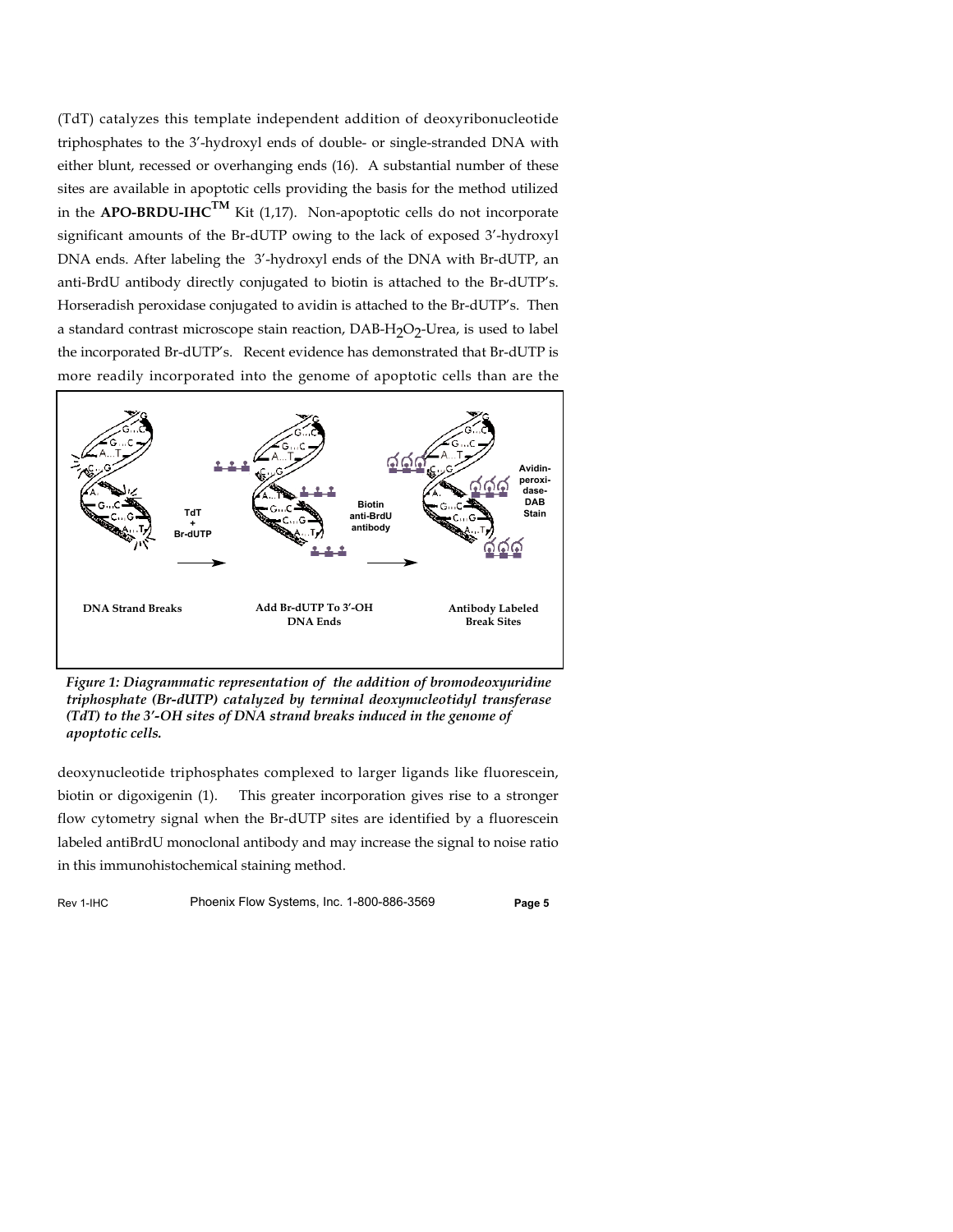(TdT) catalyzes this template independent addition of deoxyribonucleotide triphosphates to the 3′-hydroxyl ends of double- or single-stranded DNA with either blunt, recessed or overhanging ends (16). A substantial number of these sites are available in apoptotic cells providing the basis for the method utilized in the **APO-BRDU-IHC™** Kit (1,17). Non-apoptotic cells do not incorporate significant amounts of the Br-dUTP owing to the lack of exposed 3′-hydroxyl DNA ends. After labeling the 3′-hydroxyl ends of the DNA with Br-dUTP, an anti-BrdU antibody directly conjugated to biotin is attached to the Br-dUTP's. Horseradish peroxidase conjugated to avidin is attached to the Br-dUTP's. Then a standard contrast microscope stain reaction, DAB-$H_2O_2$-Urea, is used to label the incorporated Br-dUTP's. Recent evidence has demonstrated that Br-dUTP is more readily incorporated into the genome of apoptotic cells than are the

*Figure 1: Diagrammatic representation of the addition of bromodeoxyuridine triphosphate (Br-dUTP) catalyzed by terminal deoxynucleotidyl transferase (TdT) to the 3′-OH sites of DNA strand breaks induced in the genome of apoptotic cells.*

deoxynucleotide triphosphates complexed to larger ligands like fluorescein, biotin or digoxigenin (1). This greater incorporation gives rise to a stronger flow cytometry signal when the Br-dUTP sites are identified by a fluorescein labeled antiBrdU monoclonal antibody and may increase the signal to noise ratio in this immunohistochemical staining method.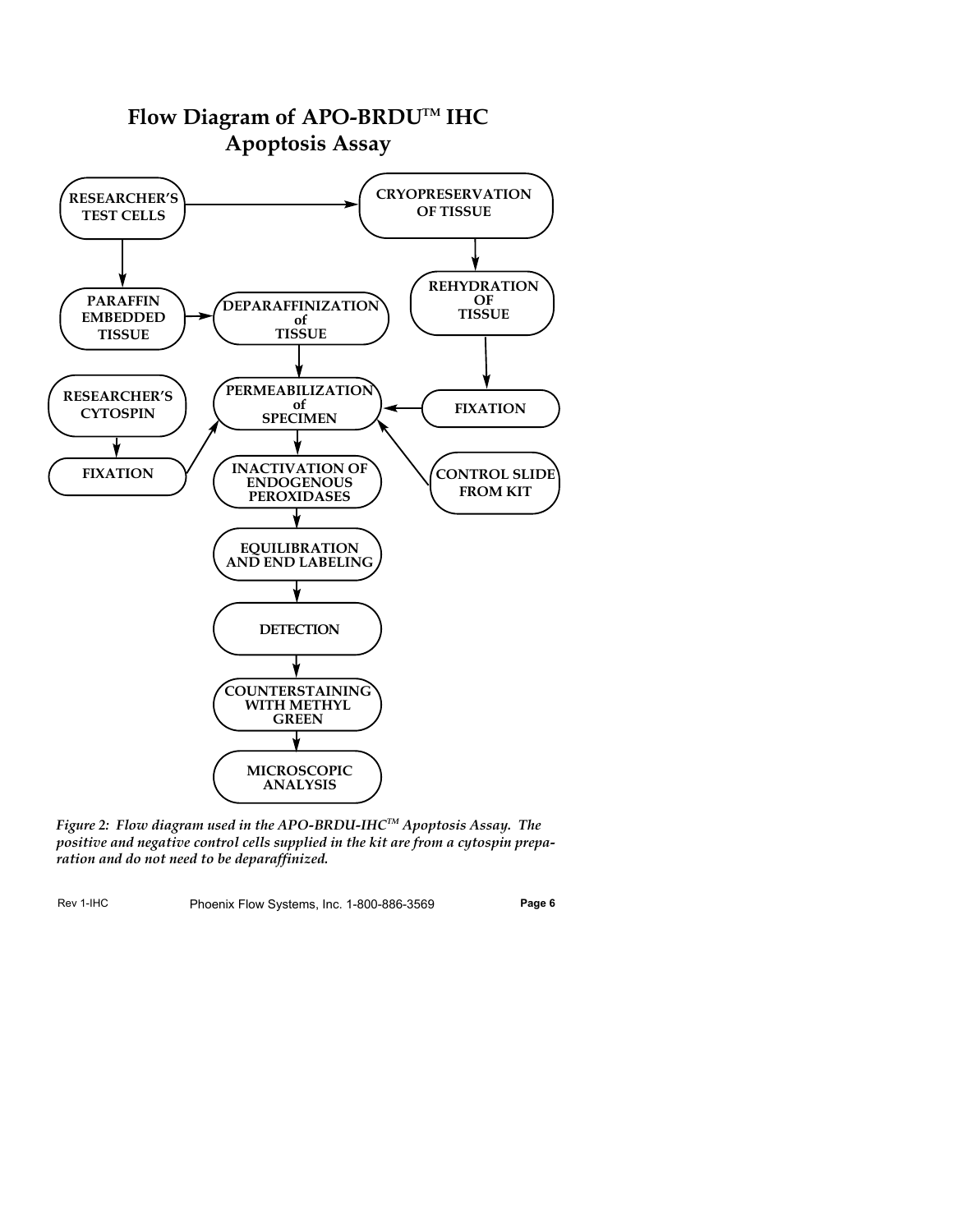# Flow Diagram of APO-BRDU™ IHC Apoptosis Assay

RESEARCHER'S TEST CELLS

CRYOPRESERVATION OF TISSUE

REHYDRATION OF TISSUE

PARAFFIN EMBEDDED TISSUE

DEPARAFFINIZATION of TISSUE

RESEARCHER'S CYTOSPIN

PERMEABILIZATION of SPECIMEN

FIXATION

FIXATION

INACTIVATION OF ENDOGENOUS PEROXIDASES

CONTROL SLIDE FROM KIT

EQUILIBRATION AND END LABELING

DETECTION

COUNTERSTAINING WITH METHYL GREEN

MICROSCOPIC ANALYSIS

*Figure 2: Flow diagram used in the APO-BRDU-IHC™ Apoptosis Assay. The positive and negative control cells supplied in the kit are from a cytospin preparation and do not need to be deparaffinized.*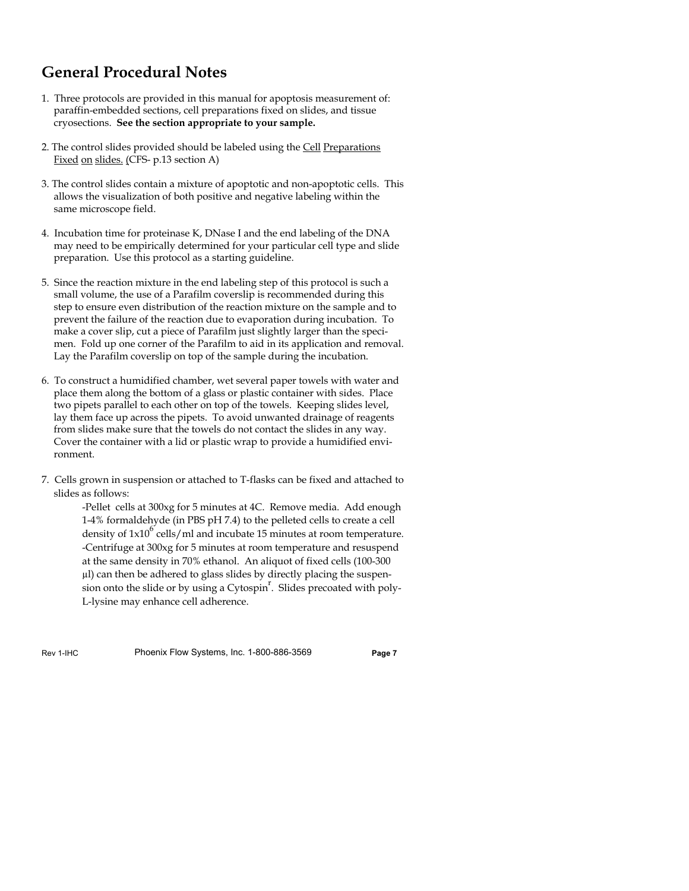## General Procedural Notes

1. Three protocols are provided in this manual for apoptosis measurement of: paraffin-embedded sections, cell preparations fixed on slides, and tissue cryosections. **See the section appropriate to your sample.**

2. The control slides provided should be labeled using the Cell Preparations Fixed on slides. (CFS- p.13 section A)

3. The control slides contain a mixture of apoptotic and non-apoptotic cells. This allows the visualization of both positive and negative labeling within the same microscope field.

4. Incubation time for proteinase K, DNase I and the end labeling of the DNA may need to be empirically determined for your particular cell type and slide preparation. Use this protocol as a starting guideline.

5. Since the reaction mixture in the end labeling step of this protocol is such a small volume, the use of a Parafilm coverslip is recommended during this step to ensure even distribution of the reaction mixture on the sample and to prevent the failure of the reaction due to evaporation during incubation. To make a cover slip, cut a piece of Parafilm just slightly larger than the specimen. Fold up one corner of the Parafilm to aid in its application and removal. Lay the Parafilm coverslip on top of the sample during the incubation.

6. To construct a humidified chamber, wet several paper towels with water and place them along the bottom of a glass or plastic container with sides. Place two pipets parallel to each other on top of the towels. Keeping slides level, lay them face up across the pipets. To avoid unwanted drainage of reagents from slides make sure that the towels do not contact the slides in any way. Cover the container with a lid or plastic wrap to provide a humidified environment.

7. Cells grown in suspension or attached to T-flasks can be fixed and attached to slides as follows:

   -Pellet cells at 300xg for 5 minutes at 4C. Remove media. Add enough 1-4% formaldehyde (in PBS pH 7.4) to the pelleted cells to create a cell density of $1 \times 10^6$ cells/ml and incubate 15 minutes at room temperature.
   -Centrifuge at 300xg for 5 minutes at room temperature and resuspend at the same density in 70% ethanol. An aliquot of fixed cells (100-300 µl) can then be adhered to glass slides by directly placing the suspension onto the slide or by using a Cytospin[r]. Slides precoated with poly-L-lysine may enhance cell adherence.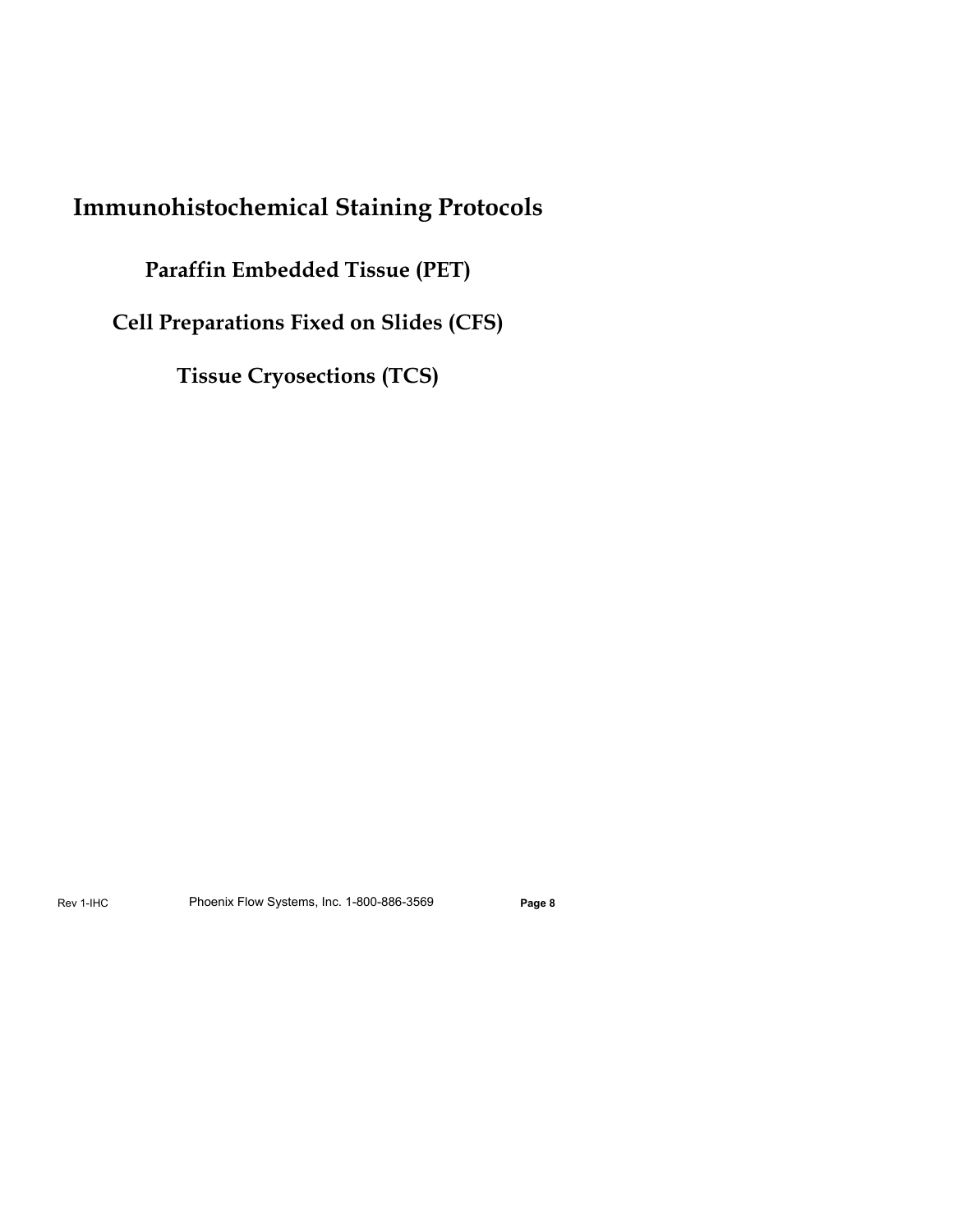# Immunohistochemical Staining Protocols

## Paraffin Embedded Tissue (PET)

## Cell Preparations Fixed on Slides (CFS)

## Tissue Cryosections (TCS)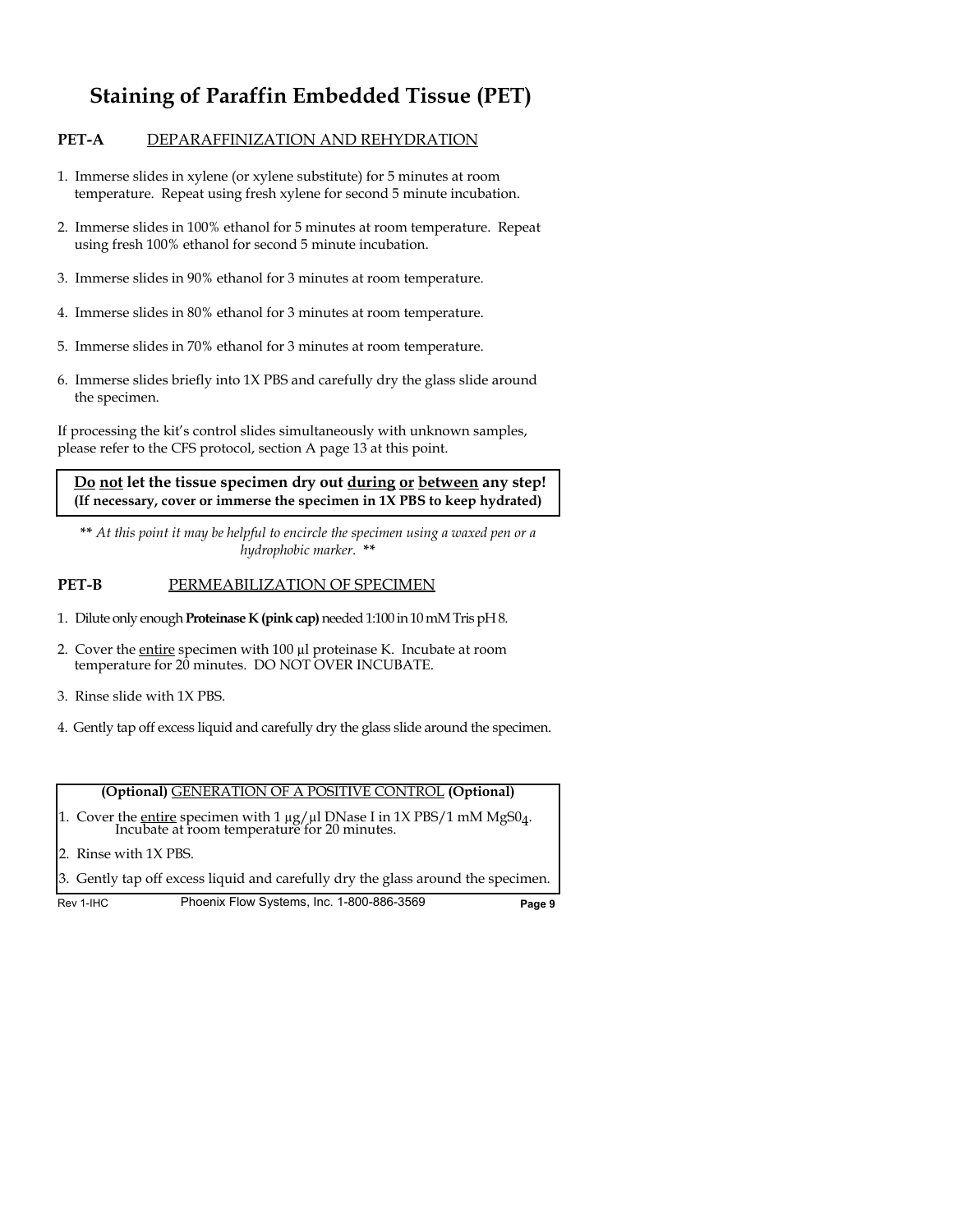# Staining of Paraffin Embedded Tissue (PET)

**PET-A** DEPARAFFINIZATION AND REHYDRATION

1. Immerse slides in xylene (or xylene substitute) for 5 minutes at room temperature. Repeat using fresh xylene for second 5 minute incubation.
2. Immerse slides in 100% ethanol for 5 minutes at room temperature. Repeat using fresh 100% ethanol for second 5 minute incubation.
3. Immerse slides in 90% ethanol for 3 minutes at room temperature.
4. Immerse slides in 80% ethanol for 3 minutes at room temperature.
5. Immerse slides in 70% ethanol for 3 minutes at room temperature.
6. Immerse slides briefly into 1X PBS and carefully dry the glass slide around the specimen.

If processing the kit's control slides simultaneously with unknown samples, please refer to the CFS protocol, section A page 13 at this point.

> **Do not let the tissue specimen dry out during or between any step!**
> **(If necessary, cover or immerse the specimen in 1X PBS to keep hydrated)**

** *At this point it may be helpful to encircle the specimen using a waxed pen or a hydrophobic marker.* **

**PET-B** PERMEABILIZATION OF SPECIMEN

1. Dilute only enough **Proteinase K (pink cap)** needed 1:100 in 10 mM Tris pH 8.
2. Cover the entire specimen with 100 µl proteinase K. Incubate at room temperature for 20 minutes. DO NOT OVER INCUBATE.
3. Rinse slide with 1X PBS.
4. Gently tap off excess liquid and carefully dry the glass slide around the specimen.

> **(Optional)** GENERATION OF A POSITIVE CONTROL **(Optional)**
>
> 1. Cover the entire specimen with 1 µg/µl DNase I in 1X PBS/1 mM $MgSO_4$. Incubate at room temperature for 20 minutes.
> 2. Rinse with 1X PBS.
> 3. Gently tap off excess liquid and carefully dry the glass around the specimen.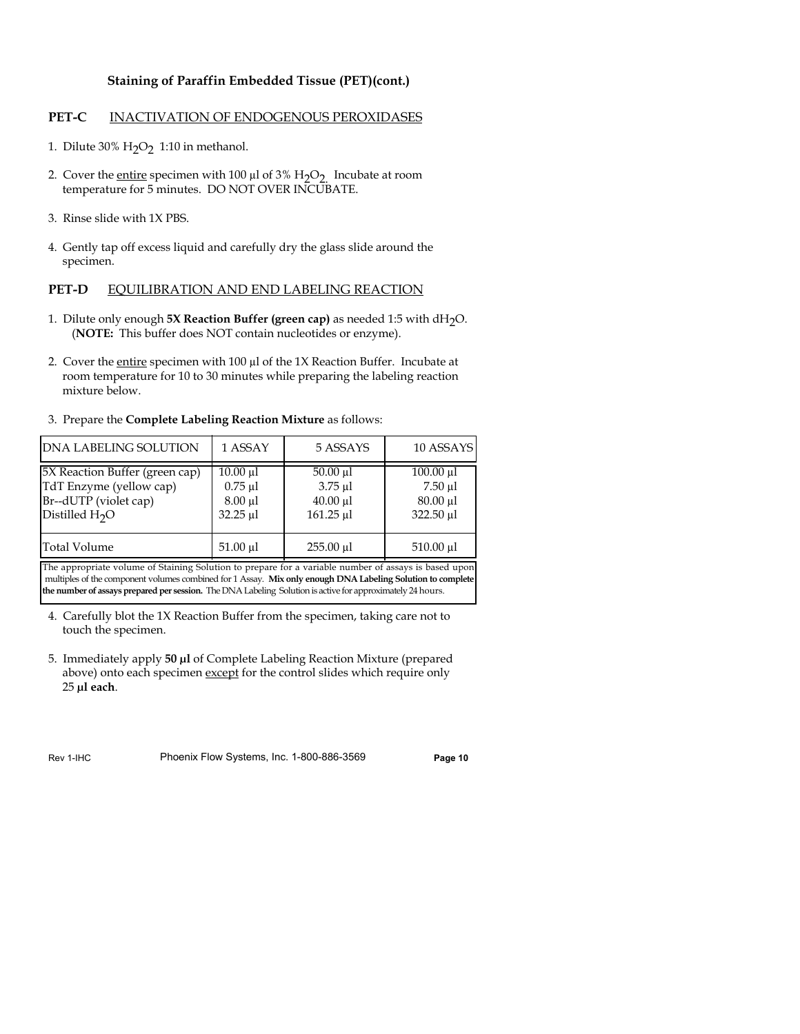**Staining of Paraffin Embedded Tissue (PET)(cont.)**

## PET-C INACTIVATION OF ENDOGENOUS PEROXIDASES

1. Dilute 30% $H_2O_2$ 1:10 in methanol.
2. Cover the entire specimen with 100 µl of 3% $H_2O_2$. Incubate at room temperature for 5 minutes. DO NOT OVER INCUBATE.
3. Rinse slide with 1X PBS.
4. Gently tap off excess liquid and carefully dry the glass slide around the specimen.

## PET-D EQUILIBRATION AND END LABELING REACTION

1. Dilute only enough **5X Reaction Buffer (green cap)** as needed 1:5 with $dH_2O$. (**NOTE:** This buffer does NOT contain nucleotides or enzyme).
2. Cover the entire specimen with 100 µl of the 1X Reaction Buffer. Incubate at room temperature for 10 to 30 minutes while preparing the labeling reaction mixture below.
3. Prepare the **Complete Labeling Reaction Mixture** as follows:

| DNA LABELING SOLUTION | 1 ASSAY | 5 ASSAYS | 10 ASSAYS |
|---|---|---|---|
| 5X Reaction Buffer (green cap) | 10.00 µl | 50.00 µl | 100.00 µl |
| TdT Enzyme (yellow cap) | 0.75 µl | 3.75 µl | 7.50 µl |
| Br--dUTP (violet cap) | 8.00 µl | 40.00 µl | 80.00 µl |
| Distilled $H_2O$ | 32.25 µl | 161.25 µl | 322.50 µl |
| Total Volume | 51.00 µl | 255.00 µl | 510.00 µl |

The appropriate volume of Staining Solution to prepare for a variable number of assays is based upon multiples of the component volumes combined for 1 Assay. **Mix only enough DNA Labeling Solution to complete the number of assays prepared per session.** The DNA Labeling Solution is active for approximately 24 hours.

4. Carefully blot the 1X Reaction Buffer from the specimen, taking care not to touch the specimen.
5. Immediately apply **50 µl** of Complete Labeling Reaction Mixture (prepared above) onto each specimen except for the control slides which require only 25 **µl each**.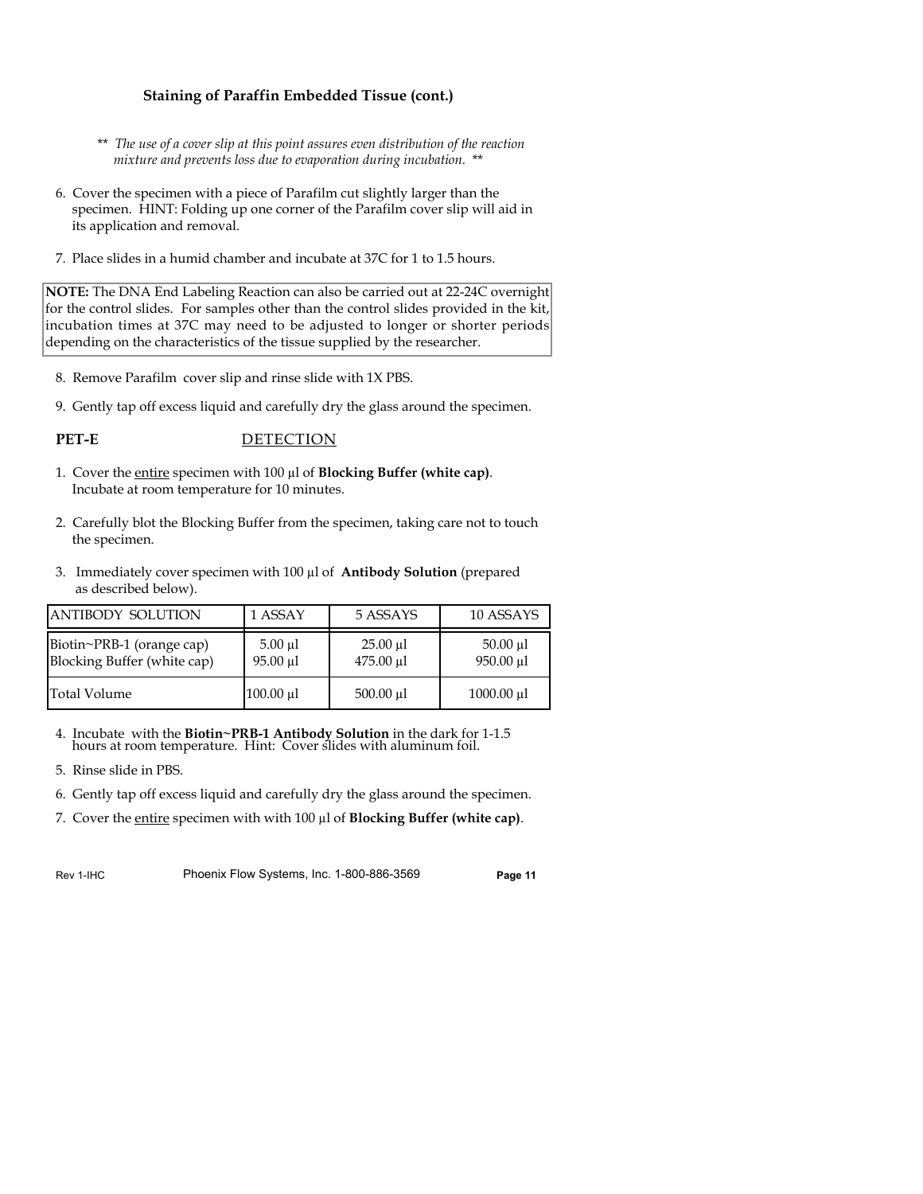## Staining of Paraffin Embedded Tissue (cont.)

*\*\* The use of a cover slip at this point assures even distribution of the reaction mixture and prevents loss due to evaporation during incubation. \*\**

6. Cover the specimen with a piece of Parafilm cut slightly larger than the specimen. HINT: Folding up one corner of the Parafilm cover slip will aid in its application and removal.

7. Place slides in a humid chamber and incubate at 37C for 1 to 1.5 hours.

**NOTE:** The DNA End Labeling Reaction can also be carried out at 22-24C overnight for the control slides. For samples other than the control slides provided in the kit, incubation times at 37C may need to be adjusted to longer or shorter periods depending on the characteristics of the tissue supplied by the researcher.

8. Remove Parafilm cover slip and rinse slide with 1X PBS.

9. Gently tap off excess liquid and carefully dry the glass around the specimen.

**PET-E** DETECTION

1. Cover the entire specimen with 100 µl of **Blocking Buffer (white cap)**. Incubate at room temperature for 10 minutes.

2. Carefully blot the Blocking Buffer from the specimen, taking care not to touch the specimen.

3. Immediately cover specimen with 100 µl of **Antibody Solution** (prepared as described below).

| ANTIBODY SOLUTION | 1 ASSAY | 5 ASSAYS | 10 ASSAYS |
|---|---|---|---|
| Biotin~PRB-1 (orange cap)<br>Blocking Buffer (white cap) | 5.00 µl<br>95.00 µl | 25.00 µl<br>475.00 µl | 50.00 µl<br>950.00 µl |
| Total Volume | 100.00 µl | 500.00 µl | 1000.00 µl |

4. Incubate with the **Biotin~PRB-1 Antibody Solution** in the dark for 1-1.5 hours at room temperature. Hint: Cover slides with aluminum foil.

5. Rinse slide in PBS.

6. Gently tap off excess liquid and carefully dry the glass around the specimen.

7. Cover the entire specimen with with 100 µl of **Blocking Buffer (white cap)**.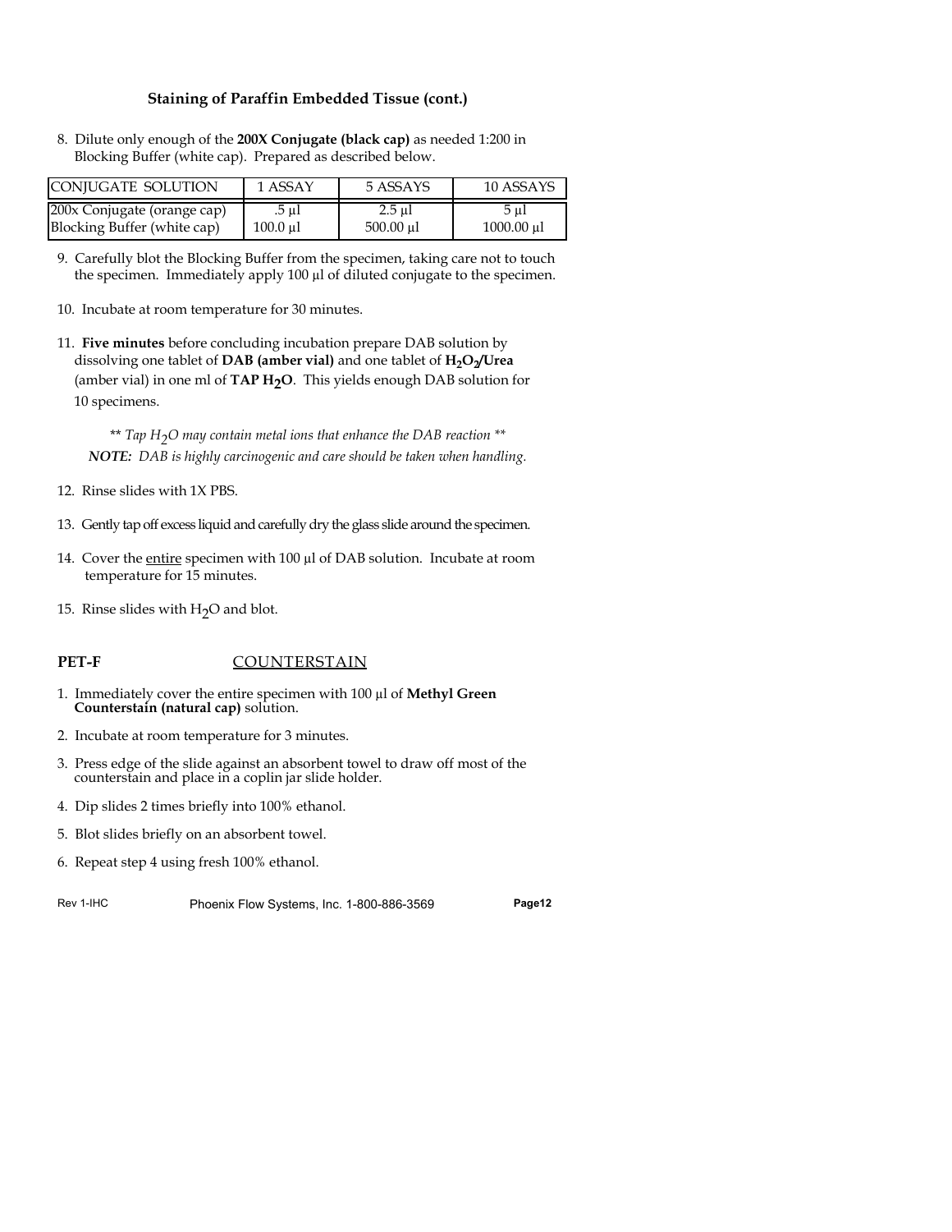### Staining of Paraffin Embedded Tissue (cont.)

8. Dilute only enough of the **200X Conjugate (black cap)** as needed 1:200 in Blocking Buffer (white cap). Prepared as described below.

| CONJUGATE SOLUTION | 1 ASSAY | 5 ASSAYS | 10 ASSAYS |
|---|---|---|---|
| 200x Conjugate (orange cap) | .5 µl | 2.5 µl | 5 µl |
| Blocking Buffer (white cap) | 100.0 µl | 500.00 µl | 1000.00 µl |

9. Carefully blot the Blocking Buffer from the specimen, taking care not to touch the specimen. Immediately apply 100 µl of diluted conjugate to the specimen.

10. Incubate at room temperature for 30 minutes.

11. **Five minutes** before concluding incubation prepare DAB solution by dissolving one tablet of **DAB (amber vial)** and one tablet of **$H_2O_2$/Urea** (amber vial) in one ml of **TAP $H_2O$**. This yields enough DAB solution for 10 specimens.

    *\*\* Tap $H_2O$ may contain metal ions that enhance the DAB reaction \*\**

    ***NOTE:*** *DAB is highly carcinogenic and care should be taken when handling.*

12. Rinse slides with 1X PBS.

13. Gently tap off excess liquid and carefully dry the glass slide around the specimen.

14. Cover the entire specimen with 100 µl of DAB solution. Incubate at room temperature for 15 minutes.

15. Rinse slides with $H_2O$ and blot.

**PET-F** COUNTERSTAIN

1. Immediately cover the entire specimen with 100 µl of **Methyl Green Counterstain (natural cap)** solution.
2. Incubate at room temperature for 3 minutes.
3. Press edge of the slide against an absorbent towel to draw off most of the counterstain and place in a coplin jar slide holder.
4. Dip slides 2 times briefly into 100% ethanol.
5. Blot slides briefly on an absorbent towel.
6. Repeat step 4 using fresh 100% ethanol.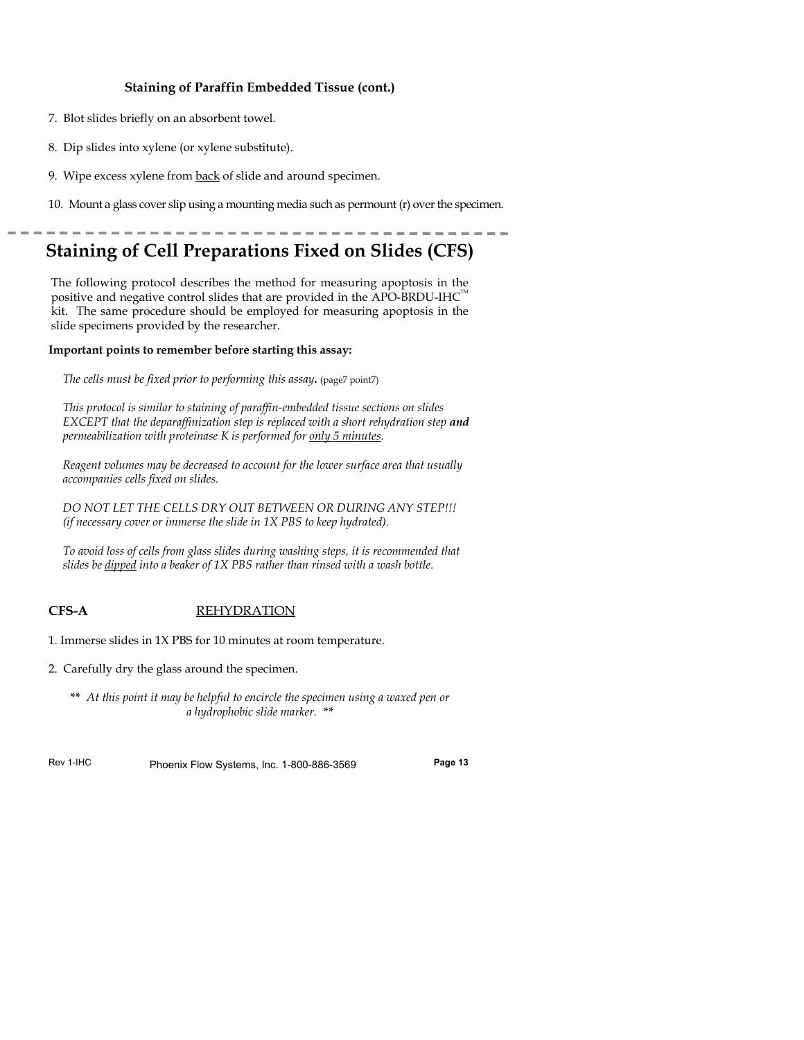### Staining of Paraffin Embedded Tissue (cont.)

7. Blot slides briefly on an absorbent towel.

8. Dip slides into xylene (or xylene substitute).

9. Wipe excess xylene from <u>back</u> of slide and around specimen.

10. Mount a glass cover slip using a mounting media such as permount (r) over the specimen.

---

## Staining of Cell Preparations Fixed on Slides (CFS)

The following protocol describes the method for measuring apoptosis in the positive and negative control slides that are provided in the APO-BRDU-IHC™ kit. The same procedure should be employed for measuring apoptosis in the slide specimens provided by the researcher.

**Important points to remember before starting this assay:**

*The cells must be fixed prior to performing this assay***.** (page7 point7)

*This protocol is similar to staining of paraffin-embedded tissue sections on slides EXCEPT that the deparaffinization step is replaced with a short rehydration step* ***and*** *permeabilization with proteinase K is performed for <u>only 5 minutes</u>.*

*Reagent volumes may be decreased to account for the lower surface area that usually accompanies cells fixed on slides.*

*DO NOT LET THE CELLS DRY OUT BETWEEN OR DURING ANY STEP!!! (if necessary cover or immerse the slide in 1X PBS to keep hydrated).*

*To avoid loss of cells from glass slides during washing steps, it is recommended that slides be <u>dipped</u> into a beaker of 1X PBS rather than rinsed with a wash bottle.*

**CFS-A** <u>REHYDRATION</u>

1. Immerse slides in 1X PBS for 10 minutes at room temperature.

2. Carefully dry the glass around the specimen.

** *At this point it may be helpful to encircle the specimen using a waxed pen or a hydrophobic slide marker.* **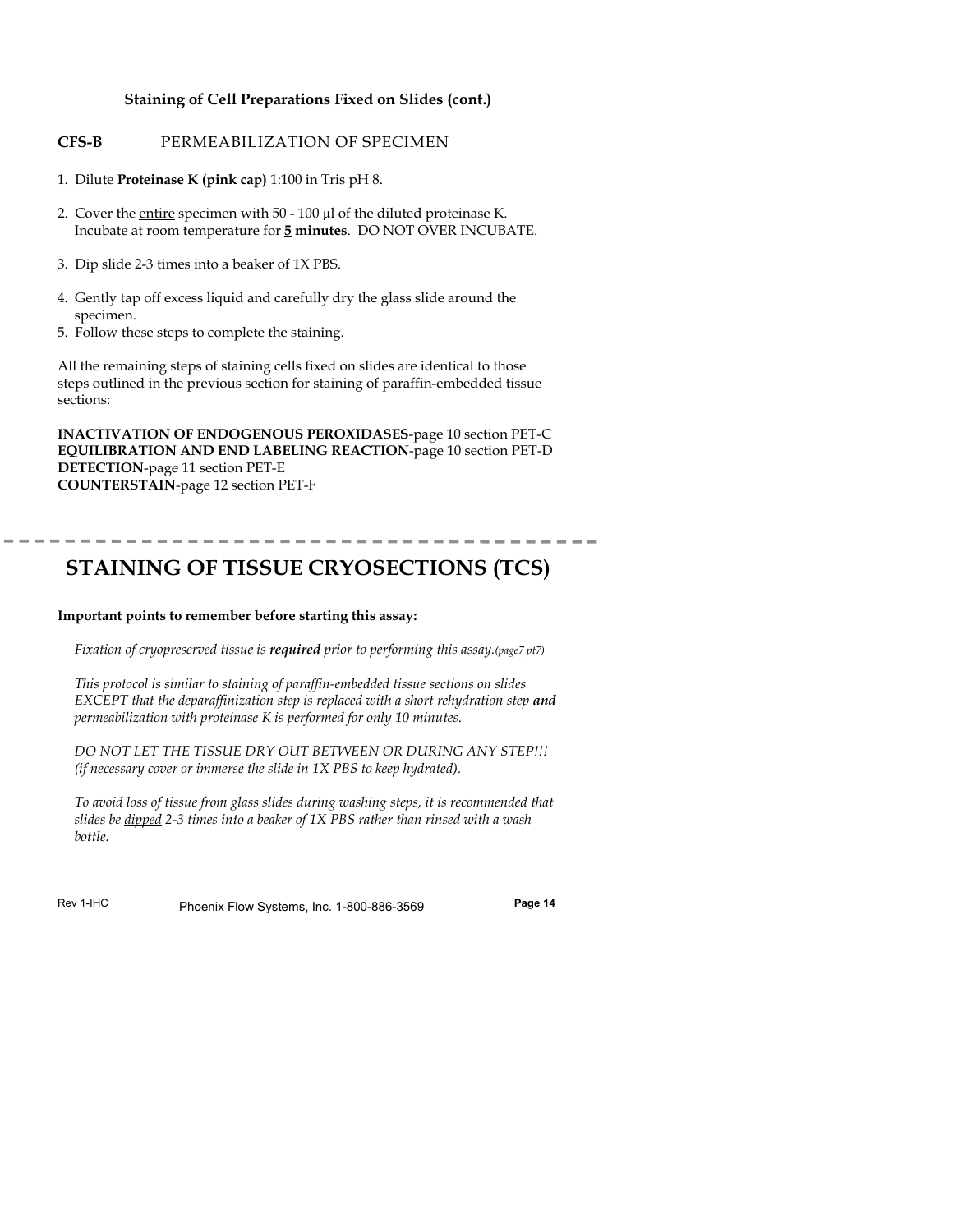### Staining of Cell Preparations Fixed on Slides (cont.)

**CFS-B** PERMEABILIZATION OF SPECIMEN

1. Dilute **Proteinase K (pink cap)** 1:100 in Tris pH 8.

2. Cover the entire specimen with 50 - 100 µl of the diluted proteinase K. Incubate at room temperature for **5 minutes**. DO NOT OVER INCUBATE.

3. Dip slide 2-3 times into a beaker of 1X PBS.

4. Gently tap off excess liquid and carefully dry the glass slide around the specimen.
5. Follow these steps to complete the staining.

All the remaining steps of staining cells fixed on slides are identical to those steps outlined in the previous section for staining of paraffin-embedded tissue sections:

**INACTIVATION OF ENDOGENOUS PEROXIDASES**-page 10 section PET-C
**EQUILIBRATION AND END LABELING REACTION**-page 10 section PET-D
**DETECTION**-page 11 section PET-E
**COUNTERSTAIN**-page 12 section PET-F

---

# STAINING OF TISSUE CRYOSECTIONS (TCS)

**Important points to remember before starting this assay:**

*Fixation of cryopreserved tissue is **required** prior to performing this assay.(page7 pt7)*

*This protocol is similar to staining of paraffin-embedded tissue sections on slides EXCEPT that the deparaffinization step is replaced with a short rehydration step **and** permeabilization with proteinase K is performed for only 10 minutes.*

*DO NOT LET THE TISSUE DRY OUT BETWEEN OR DURING ANY STEP!!! (if necessary cover or immerse the slide in 1X PBS to keep hydrated).*

*To avoid loss of tissue from glass slides during washing steps, it is recommended that slides be dipped 2-3 times into a beaker of 1X PBS rather than rinsed with a wash bottle.*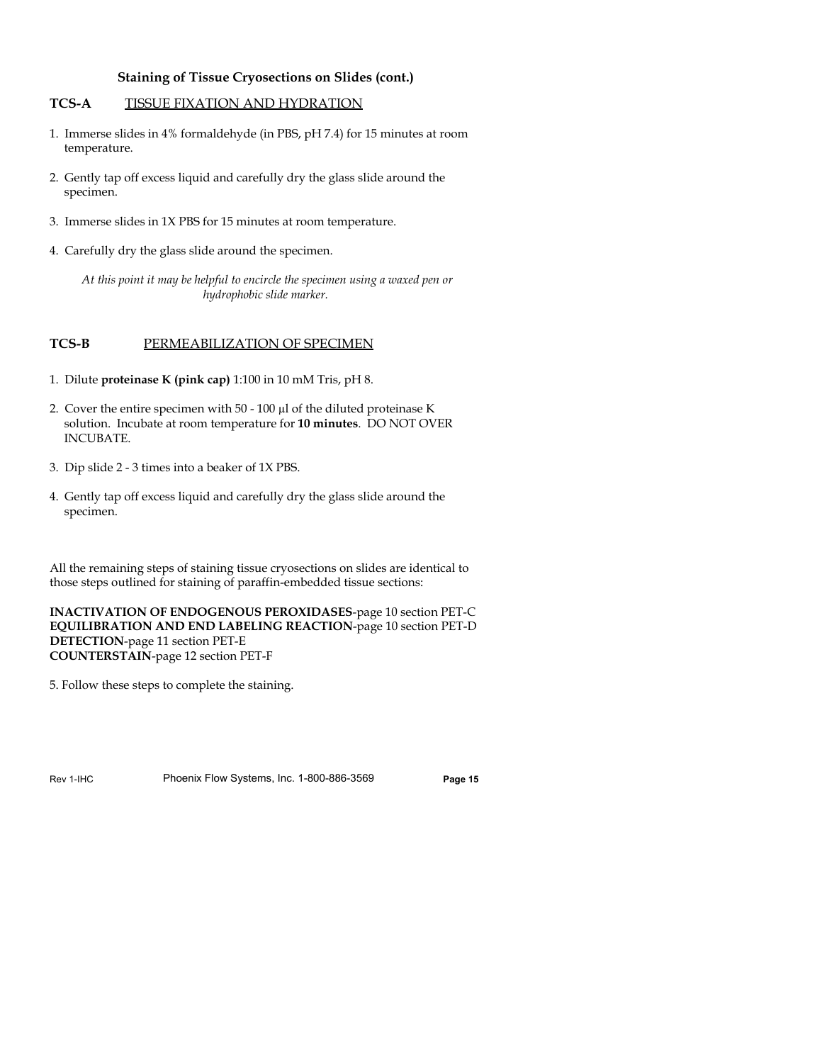### Staining of Tissue Cryosections on Slides (cont.)

**TCS-A** TISSUE FIXATION AND HYDRATION

1. Immerse slides in 4% formaldehyde (in PBS, pH 7.4) for 15 minutes at room temperature.

2. Gently tap off excess liquid and carefully dry the glass slide around the specimen.

3. Immerse slides in 1X PBS for 15 minutes at room temperature.

4. Carefully dry the glass slide around the specimen.

*At this point it may be helpful to encircle the specimen using a waxed pen or hydrophobic slide marker.*

**TCS-B** PERMEABILIZATION OF SPECIMEN

1. Dilute **proteinase K (pink cap)** 1:100 in 10 mM Tris, pH 8.

2. Cover the entire specimen with 50 - 100 µl of the diluted proteinase K solution. Incubate at room temperature for **10 minutes**. DO NOT OVER INCUBATE.

3. Dip slide 2 - 3 times into a beaker of 1X PBS.

4. Gently tap off excess liquid and carefully dry the glass slide around the specimen.

All the remaining steps of staining tissue cryosections on slides are identical to those steps outlined for staining of paraffin-embedded tissue sections:

**INACTIVATION OF ENDOGENOUS PEROXIDASES**-page 10 section PET-C
**EQUILIBRATION AND END LABELING REACTION**-page 10 section PET-D
**DETECTION**-page 11 section PET-E
**COUNTERSTAIN**-page 12 section PET-F

5. Follow these steps to complete the staining.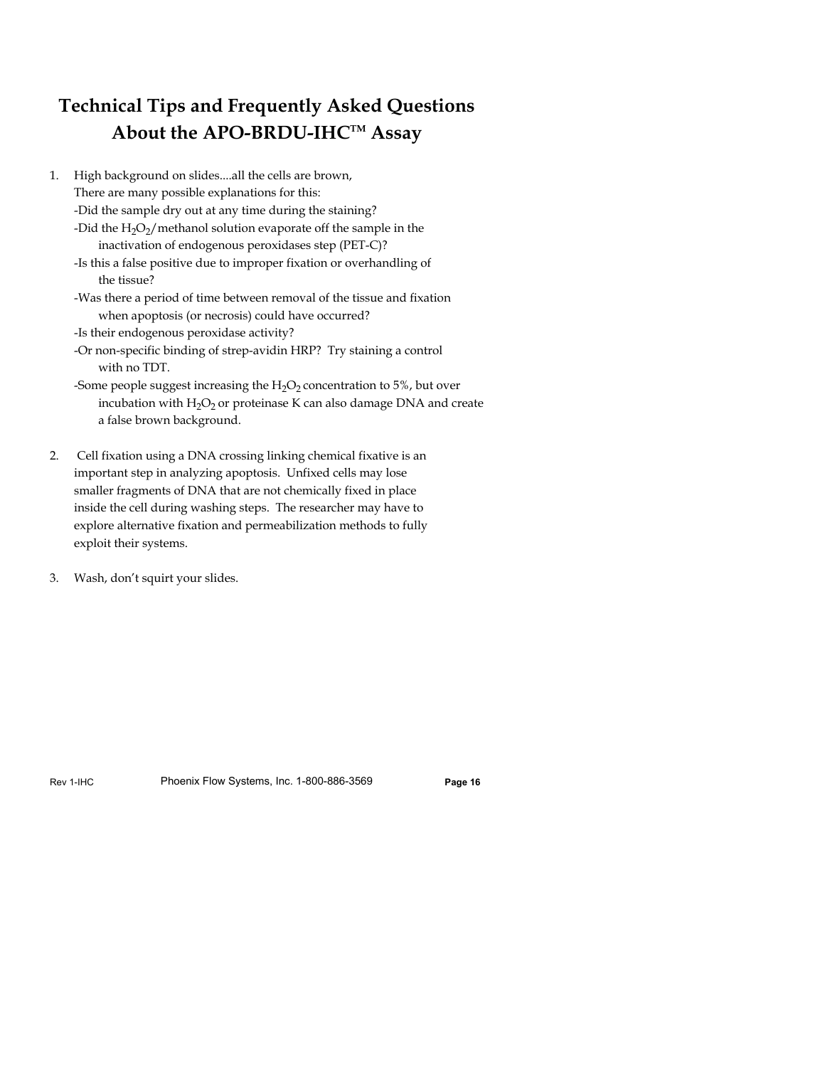# Technical Tips and Frequently Asked Questions About the APO-BRDU-IHC™ Assay

1. High background on slides....all the cells are brown,
   There are many possible explanations for this:
   -Did the sample dry out at any time during the staining?
   -Did the $H_2O_2$/methanol solution evaporate off the sample in the inactivation of endogenous peroxidases step (PET-C)?
   -Is this a false positive due to improper fixation or overhandling of the tissue?
   -Was there a period of time between removal of the tissue and fixation when apoptosis (or necrosis) could have occurred?
   -Is their endogenous peroxidase activity?
   -Or non-specific binding of strep-avidin HRP? Try staining a control with no TDT.
   -Some people suggest increasing the $H_2O_2$ concentration to 5%, but over incubation with $H_2O_2$ or proteinase K can also damage DNA and create a false brown background.

2. Cell fixation using a DNA crossing linking chemical fixative is an important step in analyzing apoptosis. Unfixed cells may lose smaller fragments of DNA that are not chemically fixed in place inside the cell during washing steps. The researcher may have to explore alternative fixation and permeabilization methods to fully exploit their systems.

3. Wash, don't squirt your slides.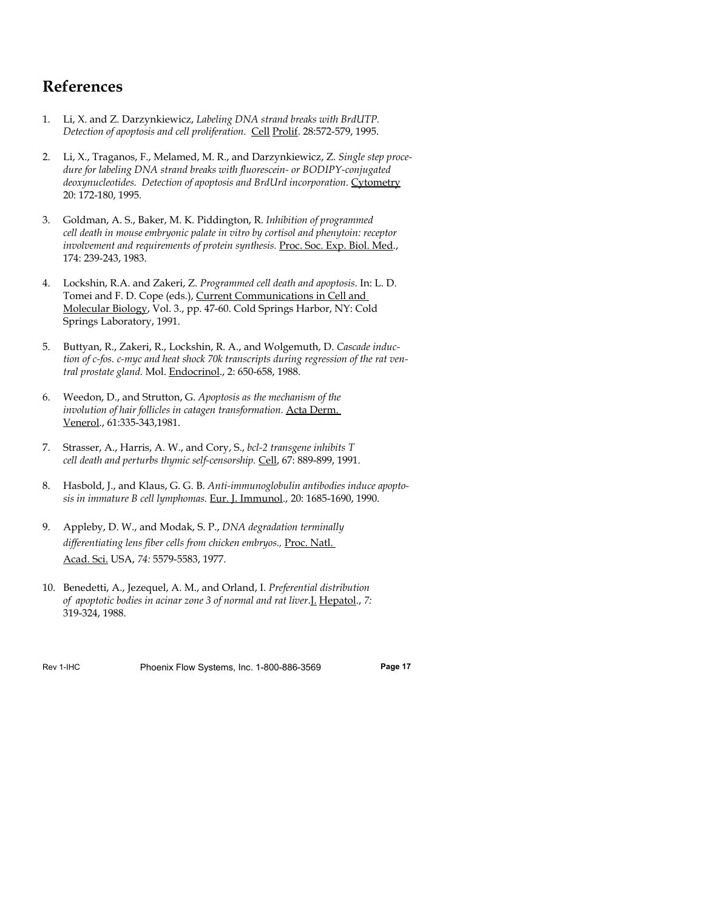## References

1. Li, X. and Z. Darzynkiewicz, *Labeling DNA strand breaks with BrdUTP. Detection of apoptosis and cell proliferation.* Cell Prolif. 28:572-579, 1995.

2. Li, X., Traganos, F., Melamed, M. R., and Darzynkiewicz, Z. *Single step procedure for labeling DNA strand breaks with fluorescein- or BODIPY-conjugated deoxynucleotides. Detection of apoptosis and BrdUrd incorporation.* Cytometry 20: 172-180, 1995.

3. Goldman, A. S., Baker, M. K. Piddington, R. *Inhibition of programmed cell death in mouse embryonic palate in vitro by cortisol and phenytoin: receptor involvement and requirements of protein synthesis.* Proc. Soc. Exp. Biol. Med., 174: 239-243, 1983.

4. Lockshin, R.A. and Zakeri, Z. *Programmed cell death and apoptosis.* In: L. D. Tomei and F. D. Cope (eds.), Current Communications in Cell and Molecular Biology, Vol. 3., pp. 47-60. Cold Springs Harbor, NY: Cold Springs Laboratory, 1991.

5. Buttyan, R., Zakeri, R., Lockshin, R. A., and Wolgemuth, D. *Cascade induction of c-fos. c-myc and heat shock 70k transcripts during regression of the rat ventral prostate gland.* Mol. Endocrinol., 2: 650-658, 1988.

6. Weedon, D., and Strutton, G. *Apoptosis as the mechanism of the involution of hair follicles in catagen transformation.* Acta Derm. Venerol., 61:335-343,1981.

7. Strasser, A., Harris, A. W., and Cory, S., *bcl-2 transgene inhibits T cell death and perturbs thymic self-censorship.* Cell, 67: 889-899, 1991.

8. Hasbold, J., and Klaus, G. G. B. *Anti-immunoglobulin antibodies induce apoptosis in immature B cell lymphomas.* Eur. J. Immunol., 20: 1685-1690, 1990.

9. Appleby, D. W., and Modak, S. P., *DNA degradation terminally differentiating lens fiber cells from chicken embryos.,* Proc. Natl. Acad. Sci. USA, *74:* 5579-5583, 1977.

10. Benedetti, A., Jezequel, A. M., and Orland, I. *Preferential distribution of apoptotic bodies in acinar zone 3 of normal and rat liver.* J. Hepatol., *7:* 319-324, 1988.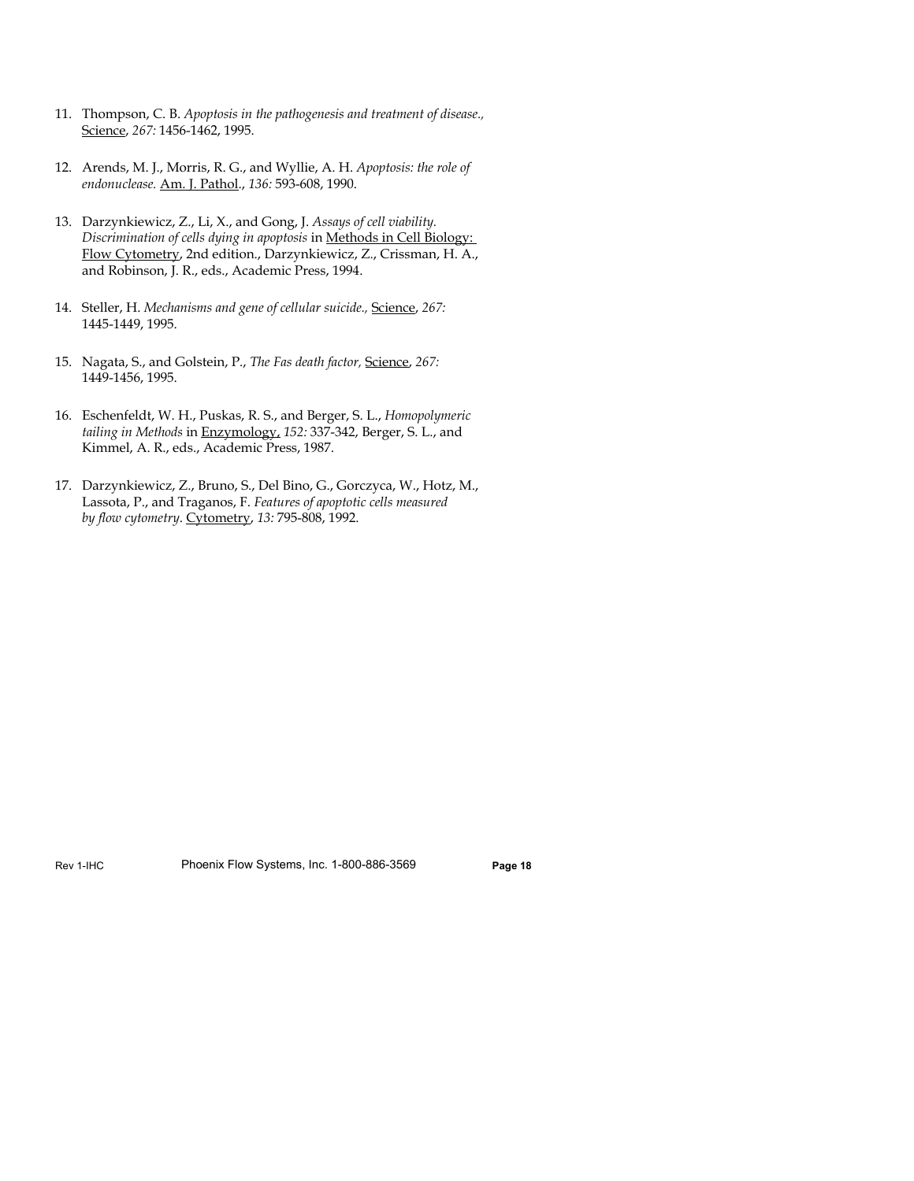11. Thompson, C. B. *Apoptosis in the pathogenesis and treatment of disease.,* Science, *267:* 1456-1462, 1995.

12. Arends, M. J., Morris, R. G., and Wyllie, A. H. *Apoptosis: the role of endonuclease.* Am. J. Pathol., *136:* 593-608, 1990.

13. Darzynkiewicz, Z., Li, X., and Gong, J. *Assays of cell viability. Discrimination of cells dying in apoptosis* in Methods in Cell Biology: Flow Cytometry, 2nd edition., Darzynkiewicz, Z., Crissman, H. A., and Robinson, J. R., eds., Academic Press, 1994.

14. Steller, H. *Mechanisms and gene of cellular suicide.,* Science, *267:* 1445-1449, 1995.

15. Nagata, S., and Golstein, P., *The Fas death factor,* Science, *267:* 1449-1456, 1995.

16. Eschenfeldt, W. H., Puskas, R. S., and Berger, S. L., *Homopolymeric tailing in Methods* in Enzymology, *152:* 337-342, Berger, S. L., and Kimmel, A. R., eds., Academic Press, 1987.

17. Darzynkiewicz, Z., Bruno, S., Del Bino, G., Gorczyca, W., Hotz, M., Lassota, P., and Traganos, F. *Features of apoptotic cells measured by flow cytometry*. Cytometry, *13:* 795-808, 1992.